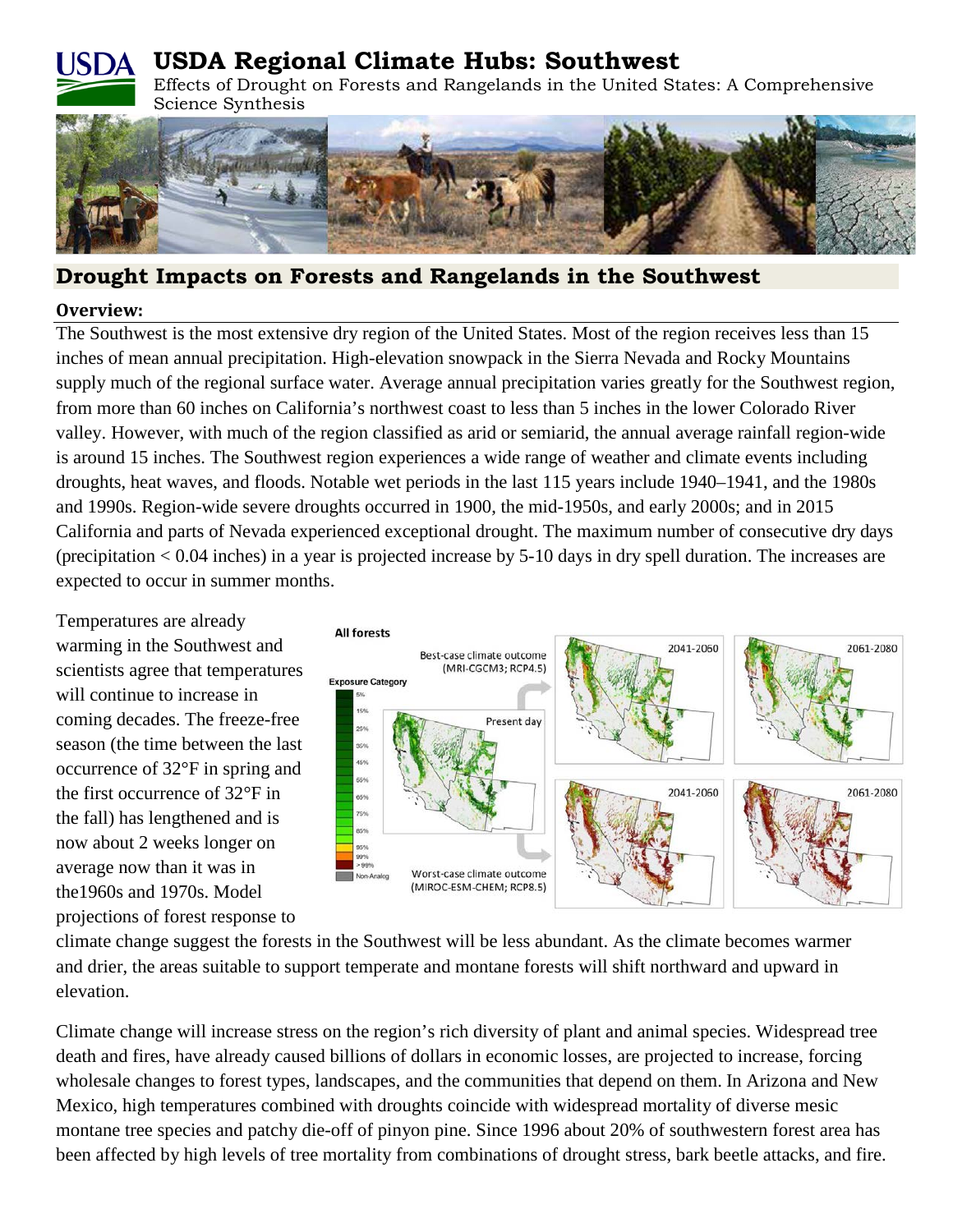# USDA Regional Climate Hubs: Southwest

Effects of Drought on Forests and Rangelands in the United States: A Comprehensive Science Synthesis

## Drought Impacts on Forests and Rangelands in the Southwest

### Overview:

The Southwest is the most extensive dry region of the United States. Most of the region receives less than 15 inches of mean annual precipitation. High-elevation snowpack in the Sierra Nevada and Rocky Mountains supply much of the regional surface water. Average annual precipitation varies greatly for the Southwest region, from more than 60 inches on California's northwest coast to less than 5 inches in the lower Colorado River valley. However, with much of the region classified as arid or semiarid, the annual average rainfall region-wide is around 15 inches. The Southwest region experiences a wide range of weather and climate events including droughts, heat waves, and floods. Notable wet periods in the last 115 years include 1940–1941, and the 1980s and 1990s. Region-wide severe droughts occurred in 1900, the mid-1950s, and early 2000s; and in 2015 California and parts of Nevada experienced exceptional drought. The maximum number of consecutive dry days (precipitation < 0.04 inches) in a year is projected increase by 5-10 days in dry spell duration. The increases are expected to occur in summer months.

Temperatures are already warming in the Southwest and scientists agree that temperatures will continue to increase in coming decades. The freeze-free season (the time between the last occurrence of 32°F in spring and the first occurrence of 32°F in the fall) has lengthened and is now about 2 weeks longer on average now than it was in the1960s and 1970s. Model projections of forest response to climate change suggest the forests in the Southwest will be less abundant. As the climate becomes warmer and drier, the areas suitable to support temperate and montane forests will shift northward and upward in elevation.

Climate change will increase stress on the region's rich diversity of plant and animal species. Widespread tree death and fires, have already caused billions of dollars in economic losses, are projected to increase, forcing wholesale changes to forest types, landscapes, and the communities that depend on them. In Arizona and New Mexico, high temperatures combined with droughts coincide with widespread mortality of diverse mesic montane tree species and patchy die-off of pinyon pine. Since 1996 about 20% of southwestern forest area has been affected by high levels of tree mortality from combinations of drought stress, bark beetle attacks, and fire.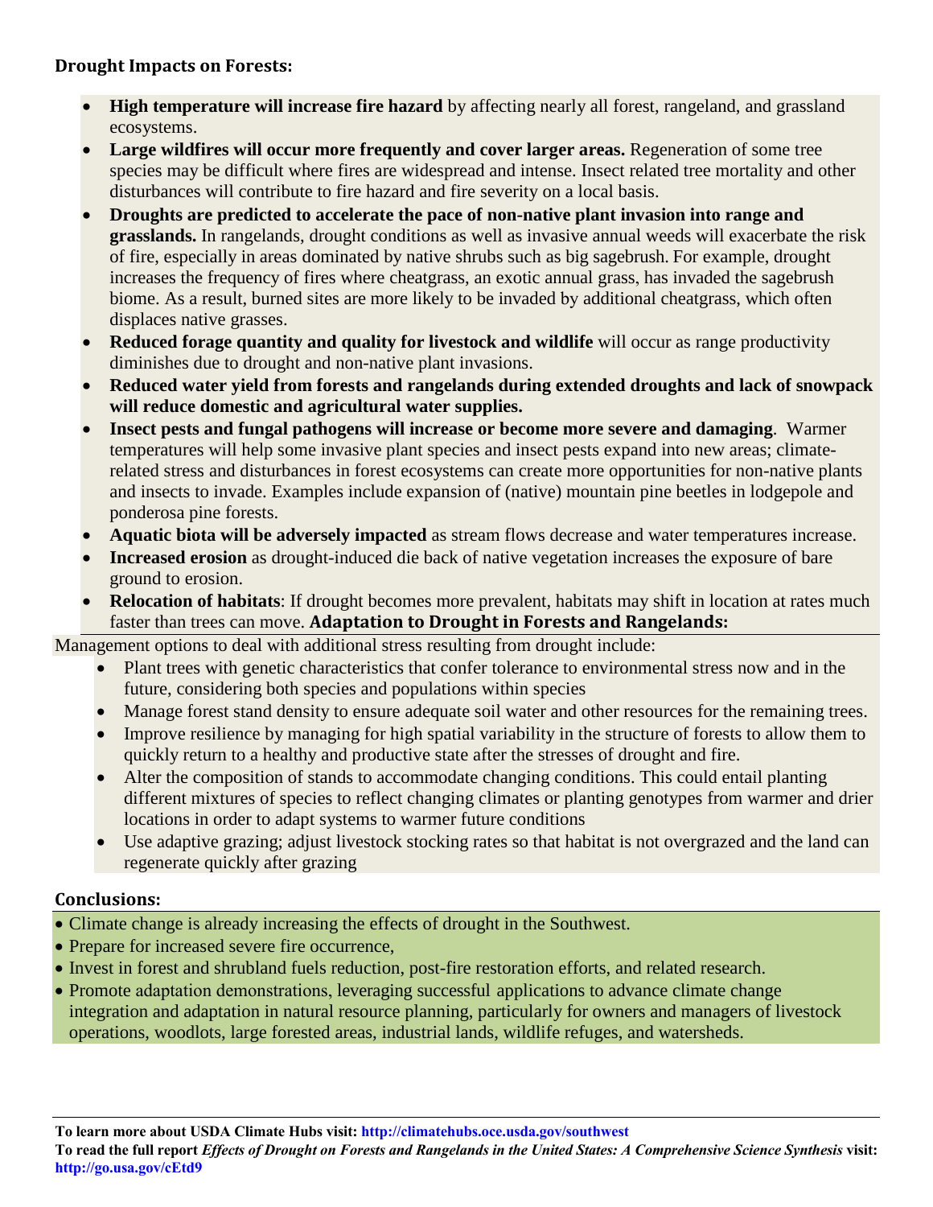### Drought Impacts on Forests:

- **High temperature will increase fire hazard** by affecting nearly all forest, rangeland, and grassland ecosystems.
- **Large wildfires will occur more frequently and cover larger areas.** Regeneration of some tree species may be difficult where fires are widespread and intense. Insect related tree mortality and other disturbances will contribute to fire hazard and fire severity on a local basis.
- **Droughts are predicted to accelerate the pace of non-native plant invasion into range and grasslands.** In rangelands, drought conditions as well as invasive annual weeds will exacerbate the risk of fire, especially in areas dominated by native shrubs such as big sagebrush. For example, drought increases the frequency of fires where cheatgrass, an exotic annual grass, has invaded the sagebrush biome. As a result, burned sites are more likely to be invaded by additional cheatgrass, which often displaces native grasses.
- **Reduced forage quantity and quality for livestock and wildlife** will occur as range productivity diminishes due to drought and non-native plant invasions.
- **Reduced water yield from forests and rangelands during extended droughts and lack of snowpack will reduce domestic and agricultural water supplies.**
- **Insect pests and fungal pathogens will increase or become more severe and damaging**. Warmer temperatures will help some invasive plant species and insect pests expand into new areas; climate-related stress and disturbances in forest ecosystems can create more opportunities for non-native plants and insects to invade. Examples include expansion of (native) mountain pine beetles in lodgepole and ponderosa pine forests.
- **Aquatic biota will be adversely impacted** as stream flows decrease and water temperatures increase.
- **Increased erosion** as drought-induced die back of native vegetation increases the exposure of bare ground to erosion.
- **Relocation of habitats**: If drought becomes more prevalent, habitats may shift in location at rates much faster than trees can move.

### Adaptation to Drought in Forests and Rangelands:

Management options to deal with additional stress resulting from drought include:

- Plant trees with genetic characteristics that confer tolerance to environmental stress now and in the future, considering both species and populations within species
- Manage forest stand density to ensure adequate soil water and other resources for the remaining trees.
- Improve resilience by managing for high spatial variability in the structure of forests to allow them to quickly return to a healthy and productive state after the stresses of drought and fire.
- Alter the composition of stands to accommodate changing conditions. This could entail planting different mixtures of species to reflect changing climates or planting genotypes from warmer and drier locations in order to adapt systems to warmer future conditions
- Use adaptive grazing; adjust livestock stocking rates so that habitat is not overgrazed and the land can regenerate quickly after grazing

### Conclusions:

- Climate change is already increasing the effects of drought in the Southwest.
- Prepare for increased severe fire occurrence,
- Invest in forest and shrubland fuels reduction, post-fire restoration efforts, and related research.
- Promote adaptation demonstrations, leveraging successful applications to advance climate change integration and adaptation in natural resource planning, particularly for owners and managers of livestock operations, woodlots, large forested areas, industrial lands, wildlife refuges, and watersheds.

---

**To learn more about USDA Climate Hubs visit: http://climatehubs.oce.usda.gov/southwest**

**To read the full report *Effects of Drought on Forests and Rangelands in the United States: A Comprehensive Science Synthesis* visit: http://go.usa.gov/cEtd9**